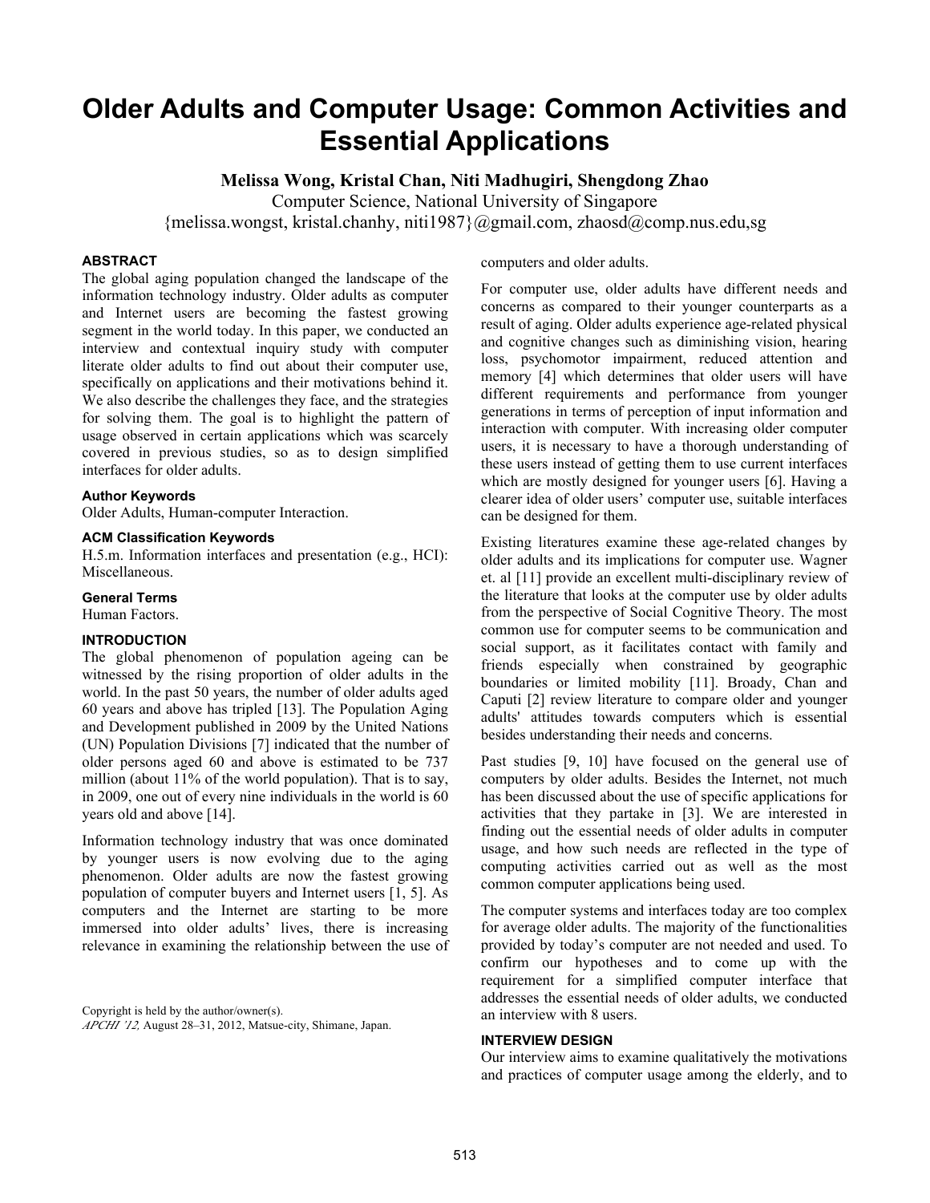# Older Adults and Computer Usage: Common Activities and Essential Applications

**Melissa Wong, Kristal Chan, Niti Madhugiri, Shengdong Zhao**

Computer Science, National University of Singapore

{melissa.wongst, kristal.chanhy, niti1987}@gmail.com, zhaosd@comp.nus.edu,sg

### ABSTRACT

The global aging population changed the landscape of the information technology industry. Older adults as computer and Internet users are becoming the fastest growing segment in the world today. In this paper, we conducted an interview and contextual inquiry study with computer literate older adults to find out about their computer use, specifically on applications and their motivations behind it. We also describe the challenges they face, and the strategies for solving them. The goal is to highlight the pattern of usage observed in certain applications which was scarcely covered in previous studies, so as to design simplified interfaces for older adults.

#### Author Keywords

Older Adults, Human-computer Interaction.

#### ACM Classification Keywords

H.5.m. Information interfaces and presentation (e.g., HCI): Miscellaneous.

#### General Terms

Human Factors.

### INTRODUCTION

The global phenomenon of population ageing can be witnessed by the rising proportion of older adults in the world. In the past 50 years, the number of older adults aged 60 years and above has tripled [13]. The Population Aging and Development published in 2009 by the United Nations (UN) Population Divisions [7] indicated that the number of older persons aged 60 and above is estimated to be 737 million (about 11% of the world population). That is to say, in 2009, one out of every nine individuals in the world is 60 years old and above [14].

Information technology industry that was once dominated by younger users is now evolving due to the aging phenomenon. Older adults are now the fastest growing population of computer buyers and Internet users [1, 5]. As computers and the Internet are starting to be more immersed into older adults' lives, there is increasing relevance in examining the relationship between the use of computers and older adults.

For computer use, older adults have different needs and concerns as compared to their younger counterparts as a result of aging. Older adults experience age-related physical and cognitive changes such as diminishing vision, hearing loss, psychomotor impairment, reduced attention and memory [4] which determines that older users will have different requirements and performance from younger generations in terms of perception of input information and interaction with computer. With increasing older computer users, it is necessary to have a thorough understanding of these users instead of getting them to use current interfaces which are mostly designed for younger users [6]. Having a clearer idea of older users' computer use, suitable interfaces can be designed for them.

Existing literatures examine these age-related changes by older adults and its implications for computer use. Wagner et. al [11] provide an excellent multi-disciplinary review of the literature that looks at the computer use by older adults from the perspective of Social Cognitive Theory. The most common use for computer seems to be communication and social support, as it facilitates contact with family and friends especially when constrained by geographic boundaries or limited mobility [11]. Broady, Chan and Caputi [2] review literature to compare older and younger adults' attitudes towards computers which is essential besides understanding their needs and concerns.

Past studies [9, 10] have focused on the general use of computers by older adults. Besides the Internet, not much has been discussed about the use of specific applications for activities that they partake in [3]. We are interested in finding out the essential needs of older adults in computer usage, and how such needs are reflected in the type of computing activities carried out as well as the most common computer applications being used.

The computer systems and interfaces today are too complex for average older adults. The majority of the functionalities provided by today's computer are not needed and used. To confirm our hypotheses and to come up with the requirement for a simplified computer interface that addresses the essential needs of older adults, we conducted an interview with 8 users.

Copyright is held by the author/owner(s).
*APCHI '12,* August 28–31, 2012, Matsue-city, Shimane, Japan.

### INTERVIEW DESIGN

Our interview aims to examine qualitatively the motivations and practices of computer usage among the elderly, and to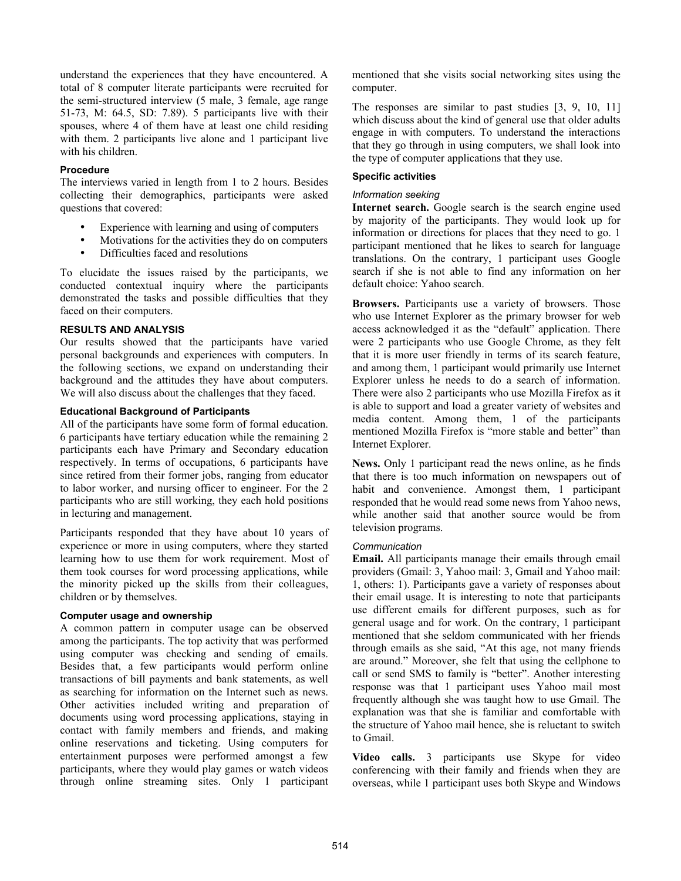understand the experiences that they have encountered. A total of 8 computer literate participants were recruited for the semi-structured interview (5 male, 3 female, age range 51-73, M: 64.5, SD: 7.89). 5 participants live with their spouses, where 4 of them have at least one child residing with them. 2 participants live alone and 1 participant live with his children.

### Procedure

The interviews varied in length from 1 to 2 hours. Besides collecting their demographics, participants were asked questions that covered:

- Experience with learning and using of computers
- Motivations for the activities they do on computers
- Difficulties faced and resolutions

To elucidate the issues raised by the participants, we conducted contextual inquiry where the participants demonstrated the tasks and possible difficulties that they faced on their computers.

## RESULTS AND ANALYSIS

Our results showed that the participants have varied personal backgrounds and experiences with computers. In the following sections, we expand on understanding their background and the attitudes they have about computers. We will also discuss about the challenges that they faced.

### Educational Background of Participants

All of the participants have some form of formal education. 6 participants have tertiary education while the remaining 2 participants each have Primary and Secondary education respectively. In terms of occupations, 6 participants have since retired from their former jobs, ranging from educator to labor worker, and nursing officer to engineer. For the 2 participants who are still working, they each hold positions in lecturing and management.

Participants responded that they have about 10 years of experience or more in using computers, where they started learning how to use them for work requirement. Most of them took courses for word processing applications, while the minority picked up the skills from their colleagues, children or by themselves.

### Computer usage and ownership

A common pattern in computer usage can be observed among the participants. The top activity that was performed using computer was checking and sending of emails. Besides that, a few participants would perform online transactions of bill payments and bank statements, as well as searching for information on the Internet such as news. Other activities included writing and preparation of documents using word processing applications, staying in contact with family members and friends, and making online reservations and ticketing. Using computers for entertainment purposes were performed amongst a few participants, where they would play games or watch videos through online streaming sites. Only 1 participant mentioned that she visits social networking sites using the computer.

The responses are similar to past studies [3, 9, 10, 11] which discuss about the kind of general use that older adults engage in with computers. To understand the interactions that they go through in using computers, we shall look into the type of computer applications that they use.

### Specific activities

#### *Information seeking*

**Internet search.** Google search is the search engine used by majority of the participants. They would look up for information or directions for places that they need to go. 1 participant mentioned that he likes to search for language translations. On the contrary, 1 participant uses Google search if she is not able to find any information on her default choice: Yahoo search.

**Browsers.** Participants use a variety of browsers. Those who use Internet Explorer as the primary browser for web access acknowledged it as the "default" application. There were 2 participants who use Google Chrome, as they felt that it is more user friendly in terms of its search feature, and among them, 1 participant would primarily use Internet Explorer unless he needs to do a search of information. There were also 2 participants who use Mozilla Firefox as it is able to support and load a greater variety of websites and media content. Among them, 1 of the participants mentioned Mozilla Firefox is "more stable and better" than Internet Explorer.

**News.** Only 1 participant read the news online, as he finds that there is too much information on newspapers out of habit and convenience. Amongst them, 1 participant responded that he would read some news from Yahoo news, while another said that another source would be from television programs.

#### *Communication*

**Email.** All participants manage their emails through email providers (Gmail: 3, Yahoo mail: 3, Gmail and Yahoo mail: 1, others: 1). Participants gave a variety of responses about their email usage. It is interesting to note that participants use different emails for different purposes, such as for general usage and for work. On the contrary, 1 participant mentioned that she seldom communicated with her friends through emails as she said, "At this age, not many friends are around." Moreover, she felt that using the cellphone to call or send SMS to family is "better". Another interesting response was that 1 participant uses Yahoo mail most frequently although she was taught how to use Gmail. The explanation was that she is familiar and comfortable with the structure of Yahoo mail hence, she is reluctant to switch to Gmail.

**Video calls.** 3 participants use Skype for video conferencing with their family and friends when they are overseas, while 1 participant uses both Skype and Windows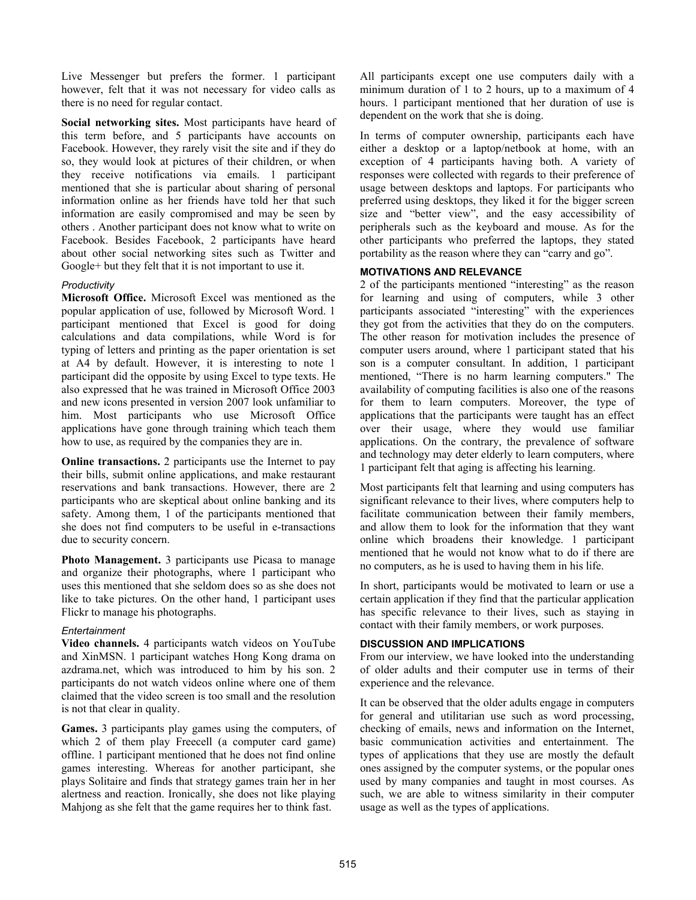Live Messenger but prefers the former. 1 participant however, felt that it was not necessary for video calls as there is no need for regular contact.

**Social networking sites.** Most participants have heard of this term before, and 5 participants have accounts on Facebook. However, they rarely visit the site and if they do so, they would look at pictures of their children, or when they receive notifications via emails. 1 participant mentioned that she is particular about sharing of personal information online as her friends have told her that such information are easily compromised and may be seen by others . Another participant does not know what to write on Facebook. Besides Facebook, 2 participants have heard about other social networking sites such as Twitter and Google+ but they felt that it is not important to use it.

*Productivity*

**Microsoft Office.** Microsoft Excel was mentioned as the popular application of use, followed by Microsoft Word. 1 participant mentioned that Excel is good for doing calculations and data compilations, while Word is for typing of letters and printing as the paper orientation is set at A4 by default. However, it is interesting to note 1 participant did the opposite by using Excel to type texts. He also expressed that he was trained in Microsoft Office 2003 and new icons presented in version 2007 look unfamiliar to him. Most participants who use Microsoft Office applications have gone through training which teach them how to use, as required by the companies they are in.

**Online transactions.** 2 participants use the Internet to pay their bills, submit online applications, and make restaurant reservations and bank transactions. However, there are 2 participants who are skeptical about online banking and its safety. Among them, 1 of the participants mentioned that she does not find computers to be useful in e-transactions due to security concern.

**Photo Management.** 3 participants use Picasa to manage and organize their photographs, where 1 participant who uses this mentioned that she seldom does so as she does not like to take pictures. On the other hand, 1 participant uses Flickr to manage his photographs.

*Entertainment*

**Video channels.** 4 participants watch videos on YouTube and XinMSN. 1 participant watches Hong Kong drama on azdrama.net, which was introduced to him by his son. 2 participants do not watch videos online where one of them claimed that the video screen is too small and the resolution is not that clear in quality.

**Games.** 3 participants play games using the computers, of which 2 of them play Freecell (a computer card game) offline. 1 participant mentioned that he does not find online games interesting. Whereas for another participant, she plays Solitaire and finds that strategy games train her in her alertness and reaction. Ironically, she does not like playing Mahjong as she felt that the game requires her to think fast.

All participants except one use computers daily with a minimum duration of 1 to 2 hours, up to a maximum of 4 hours. 1 participant mentioned that her duration of use is dependent on the work that she is doing.

In terms of computer ownership, participants each have either a desktop or a laptop/netbook at home, with an exception of 4 participants having both. A variety of responses were collected with regards to their preference of usage between desktops and laptops. For participants who preferred using desktops, they liked it for the bigger screen size and "better view", and the easy accessibility of peripherals such as the keyboard and mouse. As for the other participants who preferred the laptops, they stated portability as the reason where they can "carry and go".

### MOTIVATIONS AND RELEVANCE

2 of the participants mentioned "interesting" as the reason for learning and using of computers, while 3 other participants associated "interesting" with the experiences they got from the activities that they do on the computers. The other reason for motivation includes the presence of computer users around, where 1 participant stated that his son is a computer consultant. In addition, 1 participant mentioned, "There is no harm learning computers." The availability of computing facilities is also one of the reasons for them to learn computers. Moreover, the type of applications that the participants were taught has an effect over their usage, where they would use familiar applications. On the contrary, the prevalence of software and technology may deter elderly to learn computers, where 1 participant felt that aging is affecting his learning.

Most participants felt that learning and using computers has significant relevance to their lives, where computers help to facilitate communication between their family members, and allow them to look for the information that they want online which broadens their knowledge. 1 participant mentioned that he would not know what to do if there are no computers, as he is used to having them in his life.

In short, participants would be motivated to learn or use a certain application if they find that the particular application has specific relevance to their lives, such as staying in contact with their family members, or work purposes.

### DISCUSSION AND IMPLICATIONS

From our interview, we have looked into the understanding of older adults and their computer use in terms of their experience and the relevance.

It can be observed that the older adults engage in computers for general and utilitarian use such as word processing, checking of emails, news and information on the Internet, basic communication activities and entertainment. The types of applications that they use are mostly the default ones assigned by the computer systems, or the popular ones used by many companies and taught in most courses. As such, we are able to witness similarity in their computer usage as well as the types of applications.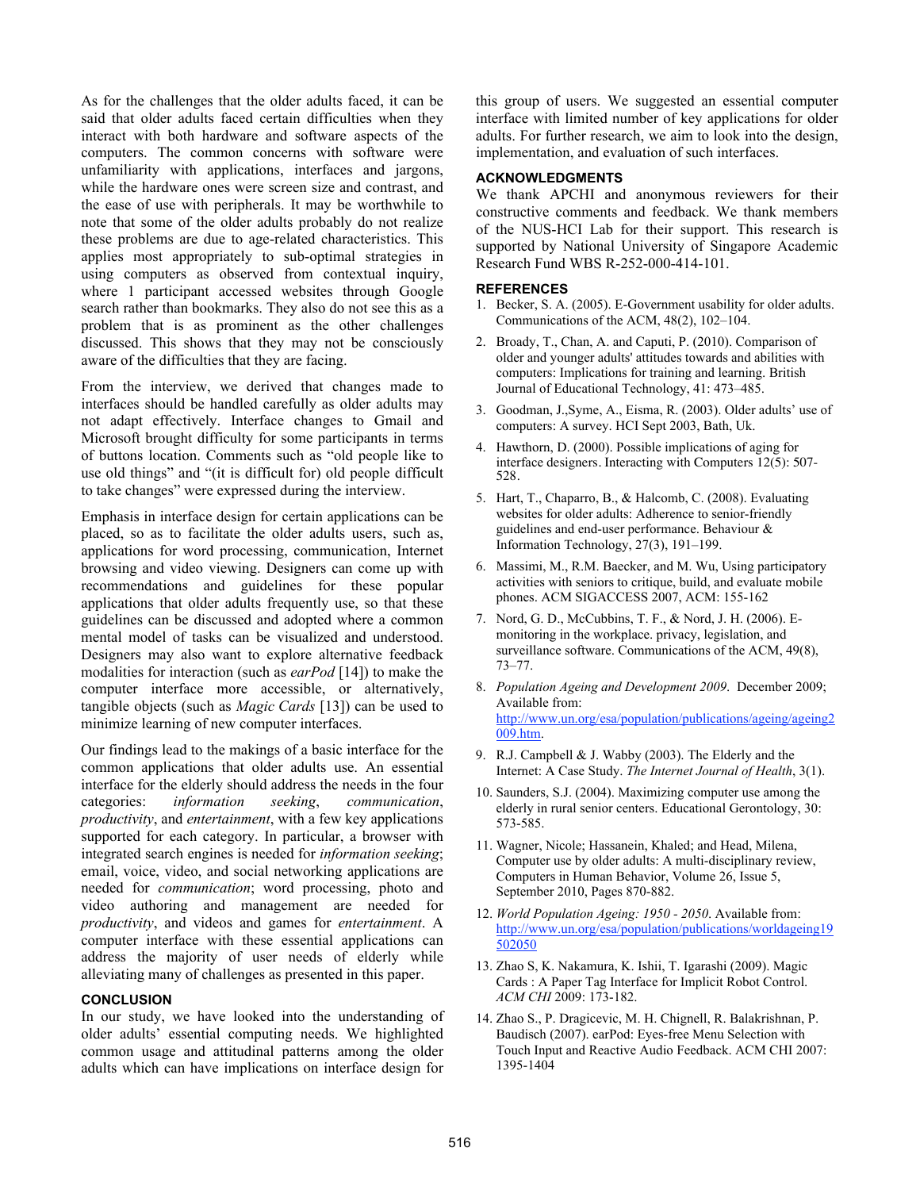As for the challenges that the older adults faced, it can be said that older adults faced certain difficulties when they interact with both hardware and software aspects of the computers. The common concerns with software were unfamiliarity with applications, interfaces and jargons, while the hardware ones were screen size and contrast, and the ease of use with peripherals. It may be worthwhile to note that some of the older adults probably do not realize these problems are due to age-related characteristics. This applies most appropriately to sub-optimal strategies in using computers as observed from contextual inquiry, where 1 participant accessed websites through Google search rather than bookmarks. They also do not see this as a problem that is as prominent as the other challenges discussed. This shows that they may not be consciously aware of the difficulties that they are facing.

From the interview, we derived that changes made to interfaces should be handled carefully as older adults may not adapt effectively. Interface changes to Gmail and Microsoft brought difficulty for some participants in terms of buttons location. Comments such as "old people like to use old things" and "(it is difficult for) old people difficult to take changes" were expressed during the interview.

Emphasis in interface design for certain applications can be placed, so as to facilitate the older adults users, such as, applications for word processing, communication, Internet browsing and video viewing. Designers can come up with recommendations and guidelines for these popular applications that older adults frequently use, so that these guidelines can be discussed and adopted where a common mental model of tasks can be visualized and understood. Designers may also want to explore alternative feedback modalities for interaction (such as *earPod* [14]) to make the computer interface more accessible, or alternatively, tangible objects (such as *Magic Cards* [13]) can be used to minimize learning of new computer interfaces.

Our findings lead to the makings of a basic interface for the common applications that older adults use. An essential interface for the elderly should address the needs in the four categories: *information seeking*, *communication*, *productivity*, and *entertainment*, with a few key applications supported for each category. In particular, a browser with integrated search engines is needed for *information seeking*; email, voice, video, and social networking applications are needed for *communication*; word processing, photo and video authoring and management are needed for *productivity*, and videos and games for *entertainment*. A computer interface with these essential applications can address the majority of user needs of elderly while alleviating many of challenges as presented in this paper.

## CONCLUSION

In our study, we have looked into the understanding of older adults' essential computing needs. We highlighted common usage and attitudinal patterns among the older adults which can have implications on interface design for this group of users. We suggested an essential computer interface with limited number of key applications for older adults. For further research, we aim to look into the design, implementation, and evaluation of such interfaces.

## ACKNOWLEDGMENTS

We thank APCHI and anonymous reviewers for their constructive comments and feedback. We thank members of the NUS-HCI Lab for their support. This research is supported by National University of Singapore Academic Research Fund WBS R-252-000-414-101.

## REFERENCES

1. Becker, S. A. (2005). E-Government usability for older adults. Communications of the ACM, 48(2), 102–104.
2. Broady, T., Chan, A. and Caputi, P. (2010). Comparison of older and younger adults' attitudes towards and abilities with computers: Implications for training and learning. British Journal of Educational Technology, 41: 473–485.
3. Goodman, J.,Syme, A., Eisma, R. (2003). Older adults' use of computers: A survey. HCI Sept 2003, Bath, Uk.
4. Hawthorn, D. (2000). Possible implications of aging for interface designers. Interacting with Computers 12(5): 507-528.
5. Hart, T., Chaparro, B., & Halcomb, C. (2008). Evaluating websites for older adults: Adherence to senior-friendly guidelines and end-user performance. Behaviour & Information Technology, 27(3), 191–199.
6. Massimi, M., R.M. Baecker, and M. Wu, Using participatory activities with seniors to critique, build, and evaluate mobile phones. ACM SIGACCESS 2007, ACM: 155-162
7. Nord, G. D., McCubbins, T. F., & Nord, J. H. (2006). E-monitoring in the workplace. privacy, legislation, and surveillance software. Communications of the ACM, 49(8), 73–77.
8. *Population Ageing and Development 2009*. December 2009; Available from: http://www.un.org/esa/population/publications/ageing/ageing2009.htm.
9. R.J. Campbell & J. Wabby (2003). The Elderly and the Internet: A Case Study. *The Internet Journal of Health*, 3(1).
10. Saunders, S.J. (2004). Maximizing computer use among the elderly in rural senior centers. Educational Gerontology, 30: 573-585.
11. Wagner, Nicole; Hassanein, Khaled; and Head, Milena, Computer use by older adults: A multi-disciplinary review, Computers in Human Behavior, Volume 26, Issue 5, September 2010, Pages 870-882.
12. *World Population Ageing: 1950 - 2050*. Available from: http://www.un.org/esa/population/publications/worldageing19502050
13. Zhao S, K. Nakamura, K. Ishii, T. Igarashi (2009). Magic Cards : A Paper Tag Interface for Implicit Robot Control. *ACM CHI* 2009: 173-182.
14. Zhao S., P. Dragicevic, M. H. Chignell, R. Balakrishnan, P. Baudisch (2007). earPod: Eyes-free Menu Selection with Touch Input and Reactive Audio Feedback. ACM CHI 2007: 1395-1404